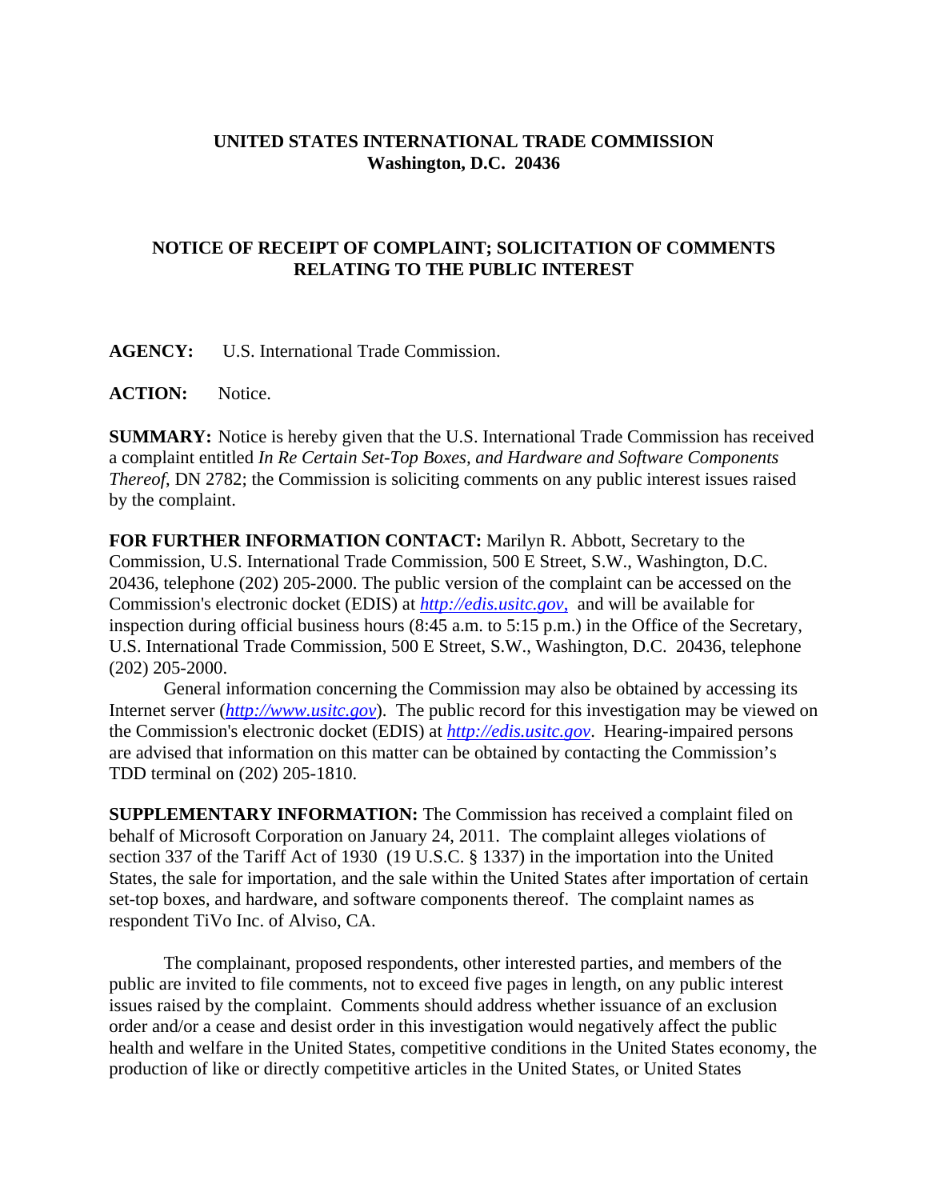**UNITED STATES INTERNATIONAL TRADE COMMISSION**
**Washington, D.C. 20436**

**NOTICE OF RECEIPT OF COMPLAINT; SOLICITATION OF COMMENTS RELATING TO THE PUBLIC INTEREST**

**AGENCY:** U.S. International Trade Commission.

**ACTION:** Notice.

**SUMMARY:** Notice is hereby given that the U.S. International Trade Commission has received a complaint entitled *In Re Certain Set-Top Boxes, and Hardware and Software Components Thereof*, DN 2782; the Commission is soliciting comments on any public interest issues raised by the complaint.

**FOR FURTHER INFORMATION CONTACT:** Marilyn R. Abbott, Secretary to the Commission, U.S. International Trade Commission, 500 E Street, S.W., Washington, D.C. 20436, telephone (202) 205-2000. The public version of the complaint can be accessed on the Commission's electronic docket (EDIS) at *http://edis.usitc.gov*, and will be available for inspection during official business hours (8:45 a.m. to 5:15 p.m.) in the Office of the Secretary, U.S. International Trade Commission, 500 E Street, S.W., Washington, D.C. 20436, telephone (202) 205-2000.

General information concerning the Commission may also be obtained by accessing its Internet server (*http://www.usitc.gov*). The public record for this investigation may be viewed on the Commission's electronic docket (EDIS) at *http://edis.usitc.gov*. Hearing-impaired persons are advised that information on this matter can be obtained by contacting the Commission's TDD terminal on (202) 205-1810.

**SUPPLEMENTARY INFORMATION:** The Commission has received a complaint filed on behalf of Microsoft Corporation on January 24, 2011. The complaint alleges violations of section 337 of the Tariff Act of 1930 (19 U.S.C. § 1337) in the importation into the United States, the sale for importation, and the sale within the United States after importation of certain set-top boxes, and hardware, and software components thereof. The complaint names as respondent TiVo Inc. of Alviso, CA.

The complainant, proposed respondents, other interested parties, and members of the public are invited to file comments, not to exceed five pages in length, on any public interest issues raised by the complaint. Comments should address whether issuance of an exclusion order and/or a cease and desist order in this investigation would negatively affect the public health and welfare in the United States, competitive conditions in the United States economy, the production of like or directly competitive articles in the United States, or United States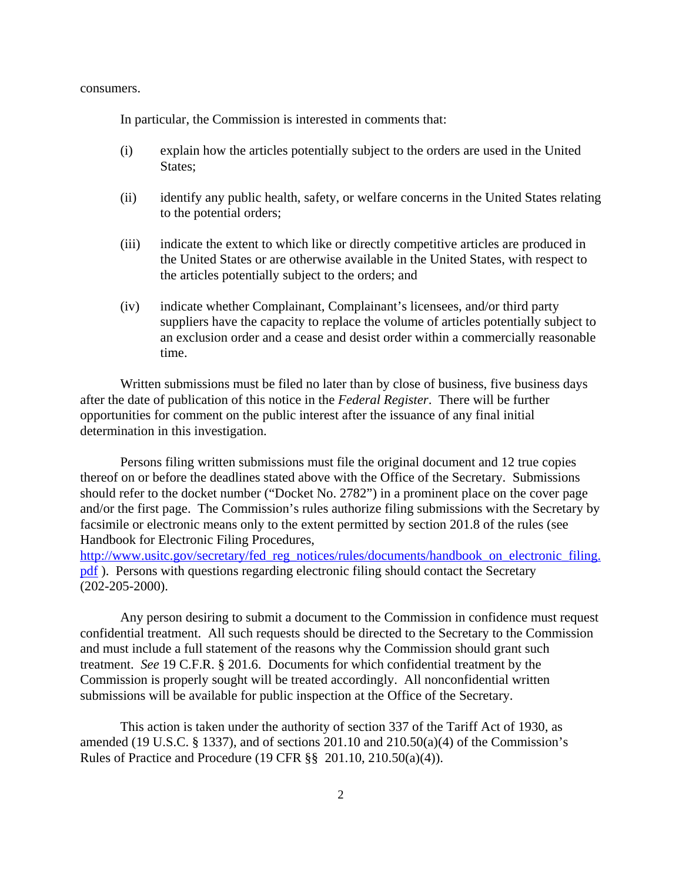consumers.

In particular, the Commission is interested in comments that:

(i) explain how the articles potentially subject to the orders are used in the United States;

(ii) identify any public health, safety, or welfare concerns in the United States relating to the potential orders;

(iii) indicate the extent to which like or directly competitive articles are produced in the United States or are otherwise available in the United States, with respect to the articles potentially subject to the orders; and

(iv) indicate whether Complainant, Complainant's licensees, and/or third party suppliers have the capacity to replace the volume of articles potentially subject to an exclusion order and a cease and desist order within a commercially reasonable time.

Written submissions must be filed no later than by close of business, five business days after the date of publication of this notice in the *Federal Register*. There will be further opportunities for comment on the public interest after the issuance of any final initial determination in this investigation.

Persons filing written submissions must file the original document and 12 true copies thereof on or before the deadlines stated above with the Office of the Secretary. Submissions should refer to the docket number ("Docket No. 2782") in a prominent place on the cover page and/or the first page. The Commission's rules authorize filing submissions with the Secretary by facsimile or electronic means only to the extent permitted by section 201.8 of the rules (see Handbook for Electronic Filing Procedures, http://www.usitc.gov/secretary/fed_reg_notices/rules/documents/handbook_on_electronic_filing.pdf ). Persons with questions regarding electronic filing should contact the Secretary (202-205-2000).

Any person desiring to submit a document to the Commission in confidence must request confidential treatment. All such requests should be directed to the Secretary to the Commission and must include a full statement of the reasons why the Commission should grant such treatment. *See* 19 C.F.R. § 201.6. Documents for which confidential treatment by the Commission is properly sought will be treated accordingly. All nonconfidential written submissions will be available for public inspection at the Office of the Secretary.

This action is taken under the authority of section 337 of the Tariff Act of 1930, as amended (19 U.S.C. § 1337), and of sections 201.10 and 210.50(a)(4) of the Commission's Rules of Practice and Procedure (19 CFR §§ 201.10, 210.50(a)(4)).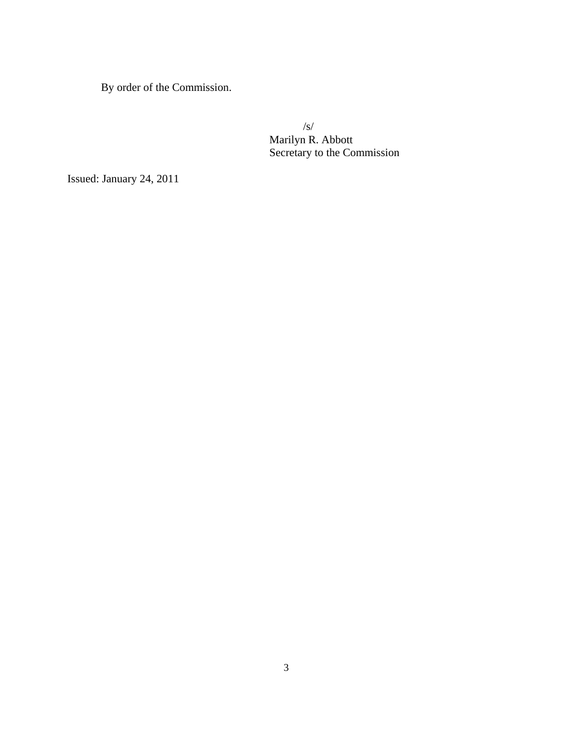By order of the Commission.

/s/
Marilyn R. Abbott
Secretary to the Commission

Issued: January 24, 2011